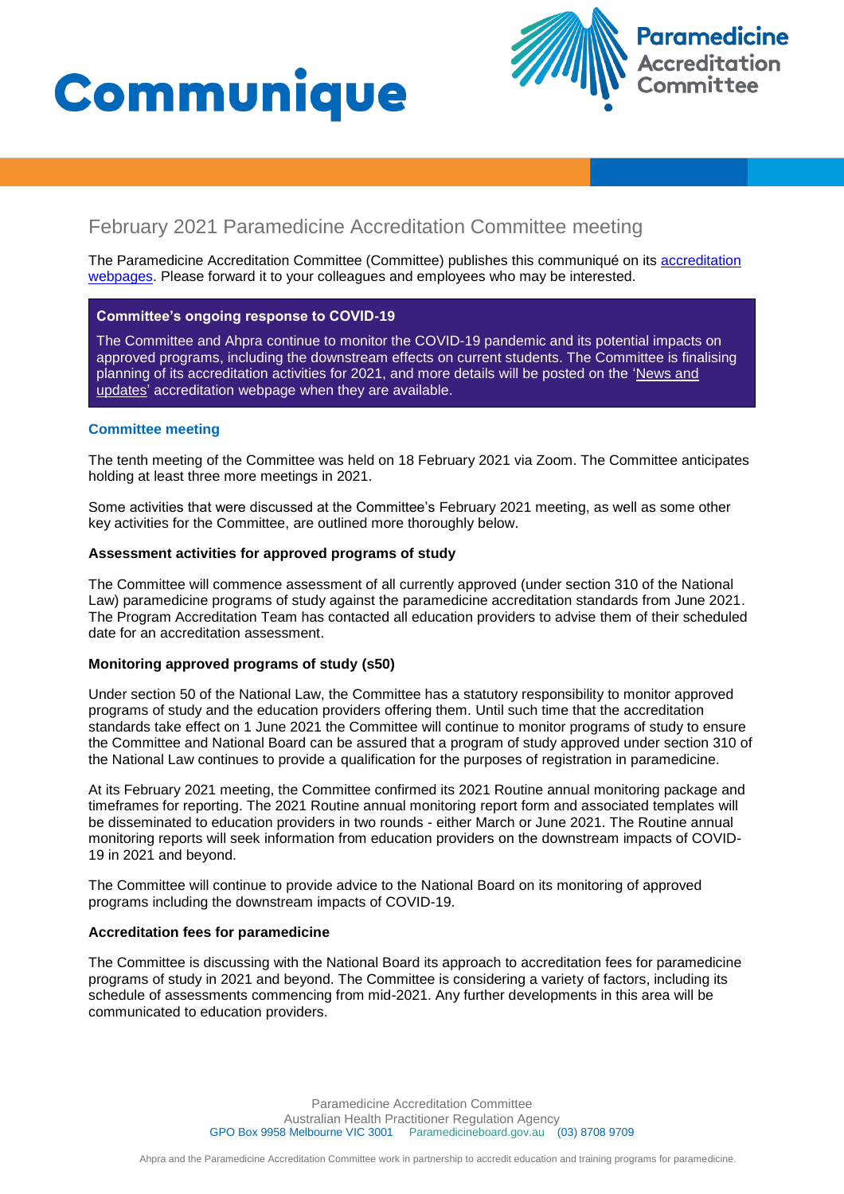# Communique

## February 2021 Paramedicine Accreditation Committee meeting

The Paramedicine Accreditation Committee (Committee) publishes this communiqué on its accreditation webpages. Please forward it to your colleagues and employees who may be interested.

**Committee's ongoing response to COVID-19**

The Committee and Ahpra continue to monitor the COVID-19 pandemic and its potential impacts on approved programs, including the downstream effects on current students. The Committee is finalising planning of its accreditation activities for 2021, and more details will be posted on the 'News and updates' accreditation webpage when they are available.

### Committee meeting

The tenth meeting of the Committee was held on 18 February 2021 via Zoom. The Committee anticipates holding at least three more meetings in 2021.

Some activities that were discussed at the Committee's February 2021 meeting, as well as some other key activities for the Committee, are outlined more thoroughly below.

#### Assessment activities for approved programs of study

The Committee will commence assessment of all currently approved (under section 310 of the National Law) paramedicine programs of study against the paramedicine accreditation standards from June 2021. The Program Accreditation Team has contacted all education providers to advise them of their scheduled date for an accreditation assessment.

#### Monitoring approved programs of study (s50)

Under section 50 of the National Law, the Committee has a statutory responsibility to monitor approved programs of study and the education providers offering them. Until such time that the accreditation standards take effect on 1 June 2021 the Committee will continue to monitor programs of study to ensure the Committee and National Board can be assured that a program of study approved under section 310 of the National Law continues to provide a qualification for the purposes of registration in paramedicine.

At its February 2021 meeting, the Committee confirmed its 2021 Routine annual monitoring package and timeframes for reporting. The 2021 Routine annual monitoring report form and associated templates will be disseminated to education providers in two rounds - either March or June 2021. The Routine annual monitoring reports will seek information from education providers on the downstream impacts of COVID-19 in 2021 and beyond.

The Committee will continue to provide advice to the National Board on its monitoring of approved programs including the downstream impacts of COVID-19.

#### Accreditation fees for paramedicine

The Committee is discussing with the National Board its approach to accreditation fees for paramedicine programs of study in 2021 and beyond. The Committee is considering a variety of factors, including its schedule of assessments commencing from mid-2021. Any further developments in this area will be communicated to education providers.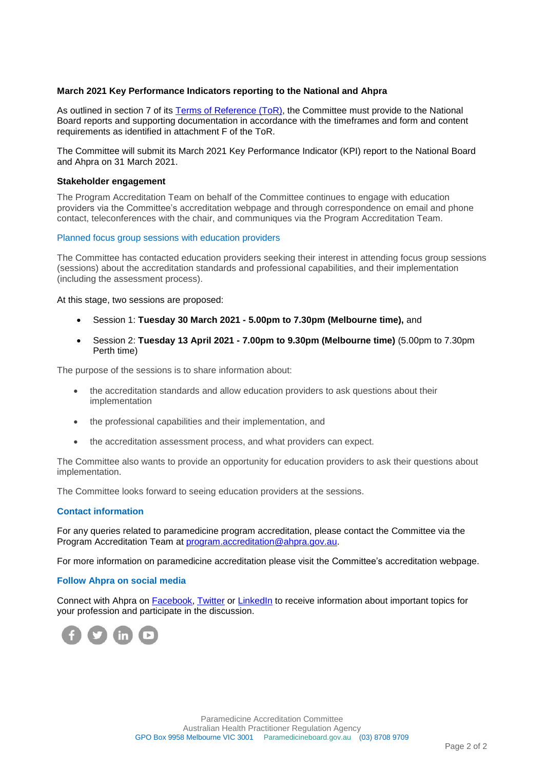**March 2021 Key Performance Indicators reporting to the National and Ahpra**

As outlined in section 7 of its [Terms of Reference (ToR)](), the Committee must provide to the National Board reports and supporting documentation in accordance with the timeframes and form and content requirements as identified in attachment F of the ToR.

The Committee will submit its March 2021 Key Performance Indicator (KPI) report to the National Board and Ahpra on 31 March 2021.

**Stakeholder engagement**

The Program Accreditation Team on behalf of the Committee continues to engage with education providers via the Committee's accreditation webpage and through correspondence on email and phone contact, teleconferences with the chair, and communiques via the Program Accreditation Team.

Planned focus group sessions with education providers

The Committee has contacted education providers seeking their interest in attending focus group sessions (sessions) about the accreditation standards and professional capabilities, and their implementation (including the assessment process).

At this stage, two sessions are proposed:

- Session 1: **Tuesday 30 March 2021 - 5.00pm to 7.30pm (Melbourne time),** and
- Session 2: **Tuesday 13 April 2021 - 7.00pm to 9.30pm (Melbourne time)** (5.00pm to 7.30pm Perth time)

The purpose of the sessions is to share information about:

- the accreditation standards and allow education providers to ask questions about their implementation
- the professional capabilities and their implementation, and
- the accreditation assessment process, and what providers can expect.

The Committee also wants to provide an opportunity for education providers to ask their questions about implementation.

The Committee looks forward to seeing education providers at the sessions.

**Contact information**

For any queries related to paramedicine program accreditation, please contact the Committee via the Program Accreditation Team at program.accreditation@ahpra.gov.au.

For more information on paramedicine accreditation please visit the Committee's accreditation webpage.

**Follow Ahpra on social media**

Connect with Ahpra on Facebook, Twitter or LinkedIn to receive information about important topics for your profession and participate in the discussion.

Paramedicine Accreditation Committee
Australian Health Practitioner Regulation Agency
GPO Box 9958 Melbourne VIC 3001 Paramedicineboard.gov.au (03) 8708 9709